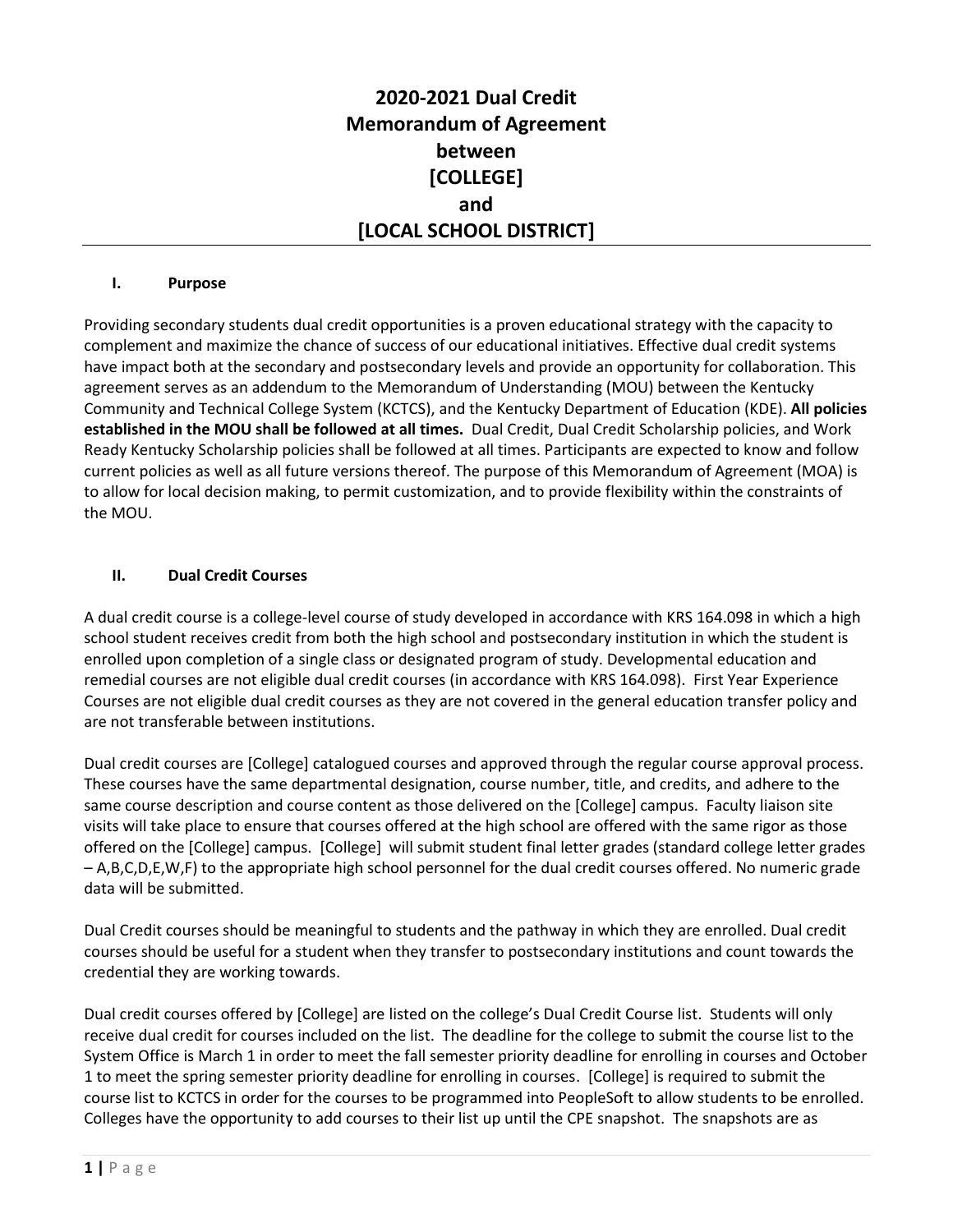# 2020-2021 Dual Credit Memorandum of Agreement between [COLLEGE] and [LOCAL SCHOOL DISTRICT]

## I. Purpose

Providing secondary students dual credit opportunities is a proven educational strategy with the capacity to complement and maximize the chance of success of our educational initiatives. Effective dual credit systems have impact both at the secondary and postsecondary levels and provide an opportunity for collaboration. This agreement serves as an addendum to the Memorandum of Understanding (MOU) between the Kentucky Community and Technical College System (KCTCS), and the Kentucky Department of Education (KDE). **All policies established in the MOU shall be followed at all times.** Dual Credit, Dual Credit Scholarship policies, and Work Ready Kentucky Scholarship policies shall be followed at all times. Participants are expected to know and follow current policies as well as all future versions thereof. The purpose of this Memorandum of Agreement (MOA) is to allow for local decision making, to permit customization, and to provide flexibility within the constraints of the MOU.

## II. Dual Credit Courses

A dual credit course is a college-level course of study developed in accordance with KRS 164.098 in which a high school student receives credit from both the high school and postsecondary institution in which the student is enrolled upon completion of a single class or designated program of study. Developmental education and remedial courses are not eligible dual credit courses (in accordance with KRS 164.098). First Year Experience Courses are not eligible dual credit courses as they are not covered in the general education transfer policy and are not transferable between institutions.

Dual credit courses are [College] catalogued courses and approved through the regular course approval process. These courses have the same departmental designation, course number, title, and credits, and adhere to the same course description and course content as those delivered on the [College] campus. Faculty liaison site visits will take place to ensure that courses offered at the high school are offered with the same rigor as those offered on the [College] campus. [College] will submit student final letter grades (standard college letter grades – A,B,C,D,E,W,F) to the appropriate high school personnel for the dual credit courses offered. No numeric grade data will be submitted.

Dual Credit courses should be meaningful to students and the pathway in which they are enrolled. Dual credit courses should be useful for a student when they transfer to postsecondary institutions and count towards the credential they are working towards.

Dual credit courses offered by [College] are listed on the college's Dual Credit Course list. Students will only receive dual credit for courses included on the list. The deadline for the college to submit the course list to the System Office is March 1 in order to meet the fall semester priority deadline for enrolling in courses and October 1 to meet the spring semester priority deadline for enrolling in courses. [College] is required to submit the course list to KCTCS in order for the courses to be programmed into PeopleSoft to allow students to be enrolled. Colleges have the opportunity to add courses to their list up until the CPE snapshot. The snapshots are as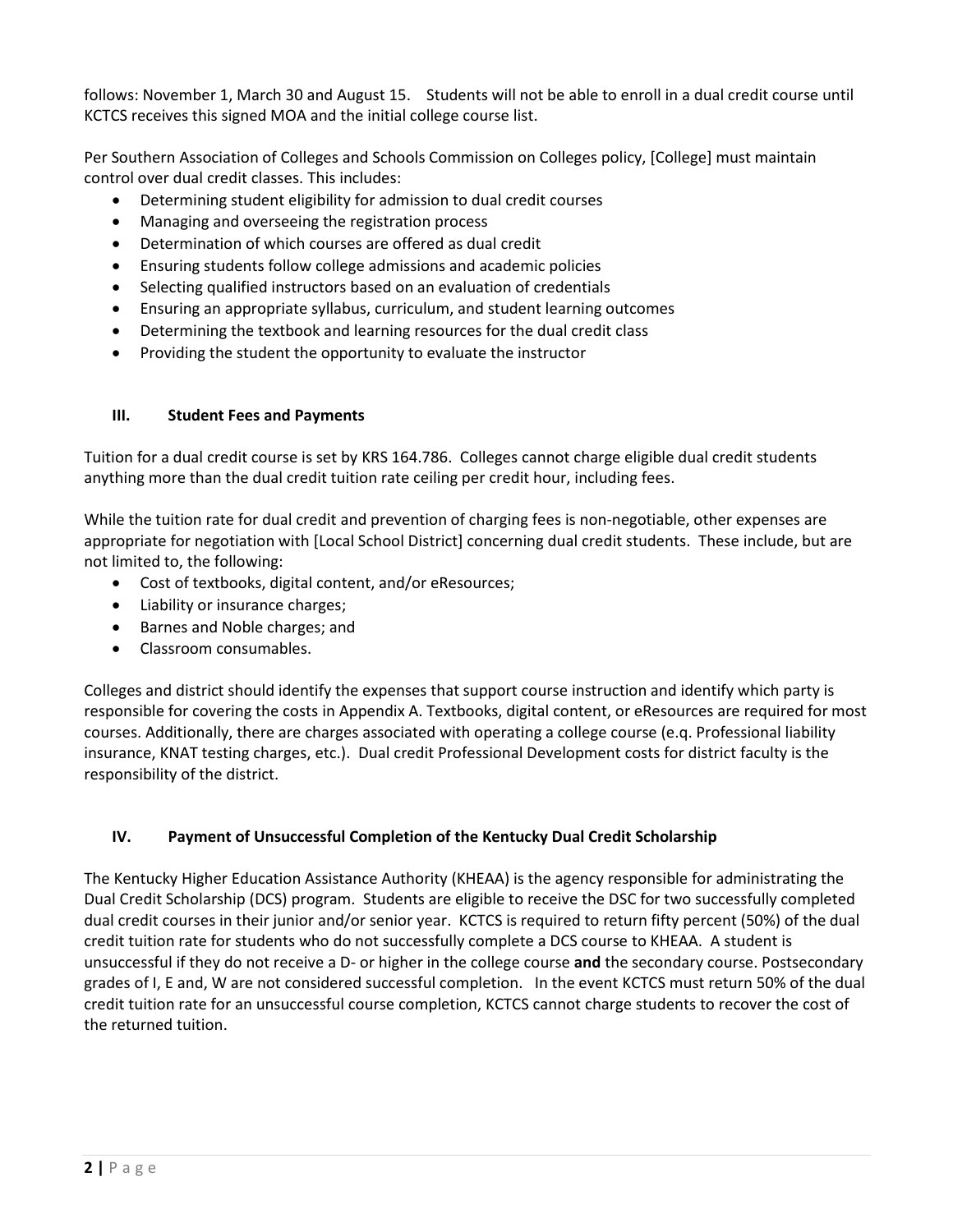follows: November 1, March 30 and August 15.  Students will not be able to enroll in a dual credit course until KCTCS receives this signed MOA and the initial college course list.

Per Southern Association of Colleges and Schools Commission on Colleges policy, [College] must maintain control over dual credit classes. This includes:

- Determining student eligibility for admission to dual credit courses
- Managing and overseeing the registration process
- Determination of which courses are offered as dual credit
- Ensuring students follow college admissions and academic policies
- Selecting qualified instructors based on an evaluation of credentials
- Ensuring an appropriate syllabus, curriculum, and student learning outcomes
- Determining the textbook and learning resources for the dual credit class
- Providing the student the opportunity to evaluate the instructor

### III. Student Fees and Payments

Tuition for a dual credit course is set by KRS 164.786. Colleges cannot charge eligible dual credit students anything more than the dual credit tuition rate ceiling per credit hour, including fees.

While the tuition rate for dual credit and prevention of charging fees is non-negotiable, other expenses are appropriate for negotiation with [Local School District] concerning dual credit students. These include, but are not limited to, the following:

- Cost of textbooks, digital content, and/or eResources;
- Liability or insurance charges;
- Barnes and Noble charges; and
- Classroom consumables.

Colleges and district should identify the expenses that support course instruction and identify which party is responsible for covering the costs in Appendix A. Textbooks, digital content, or eResources are required for most courses. Additionally, there are charges associated with operating a college course (e.q. Professional liability insurance, KNAT testing charges, etc.). Dual credit Professional Development costs for district faculty is the responsibility of the district.

### IV. Payment of Unsuccessful Completion of the Kentucky Dual Credit Scholarship

The Kentucky Higher Education Assistance Authority (KHEAA) is the agency responsible for administrating the Dual Credit Scholarship (DCS) program. Students are eligible to receive the DSC for two successfully completed dual credit courses in their junior and/or senior year. KCTCS is required to return fifty percent (50%) of the dual credit tuition rate for students who do not successfully complete a DCS course to KHEAA. A student is unsuccessful if they do not receive a D- or higher in the college course **and** the secondary course. Postsecondary grades of I, E and, W are not considered successful completion. In the event KCTCS must return 50% of the dual credit tuition rate for an unsuccessful course completion, KCTCS cannot charge students to recover the cost of the returned tuition.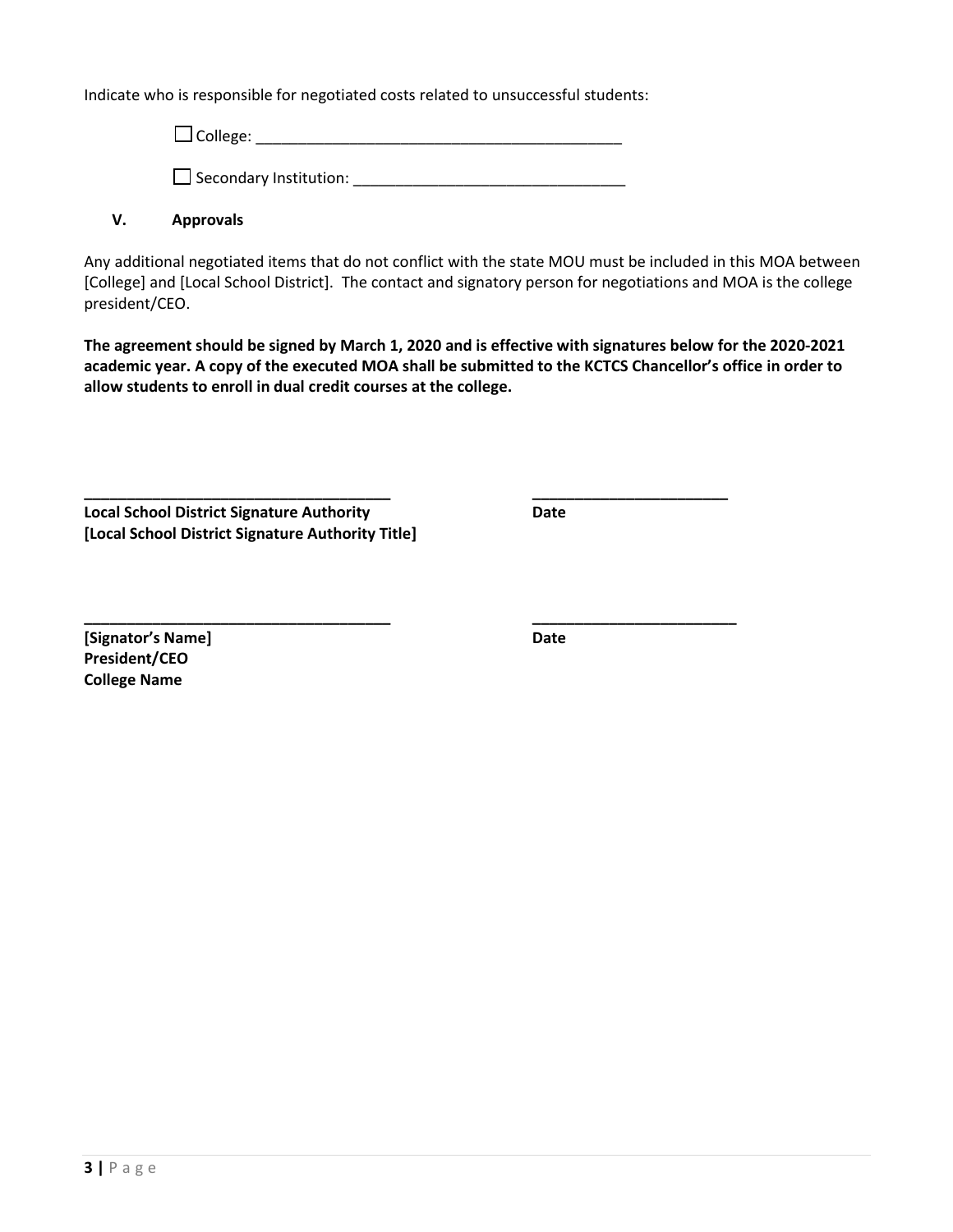Indicate who is responsible for negotiated costs related to unsuccessful students:

☐ College: ___________________________________________

☐ Secondary Institution: _______________________________

## V. Approvals

Any additional negotiated items that do not conflict with the state MOU must be included in this MOA between [College] and [Local School District]. The contact and signatory person for negotiations and MOA is the college president/CEO.

**The agreement should be signed by March 1, 2020 and is effective with signatures below for the 2020-2021 academic year. A copy of the executed MOA shall be submitted to the KCTCS Chancellor's office in order to allow students to enroll in dual credit courses at the college.**

____________________________________ ______________________

**Local School District Signature Authority** **Date**
**[Local School District Signature Authority Title]**

____________________________________ ______________________

**[Signator's Name]** **Date**
**President/CEO**
**College Name**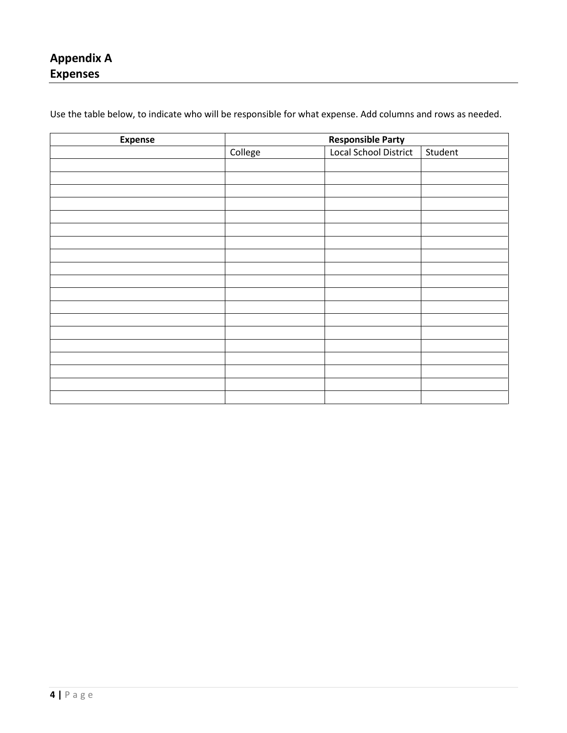## Appendix A
## Expenses

Use the table below, to indicate who will be responsible for what expense. Add columns and rows as needed.

| Expense | Responsible Party | | |
|---|---|---|---|
| | College | Local School District | Student |
| | | | |
| | | | |
| | | | |
| | | | |
| | | | |
| | | | |
| | | | |
| | | | |
| | | | |
| | | | |
| | | | |
| | | | |
| | | | |
| | | | |
| | | | |
| | | | |
| | | | |
| | | | |
| | | | |